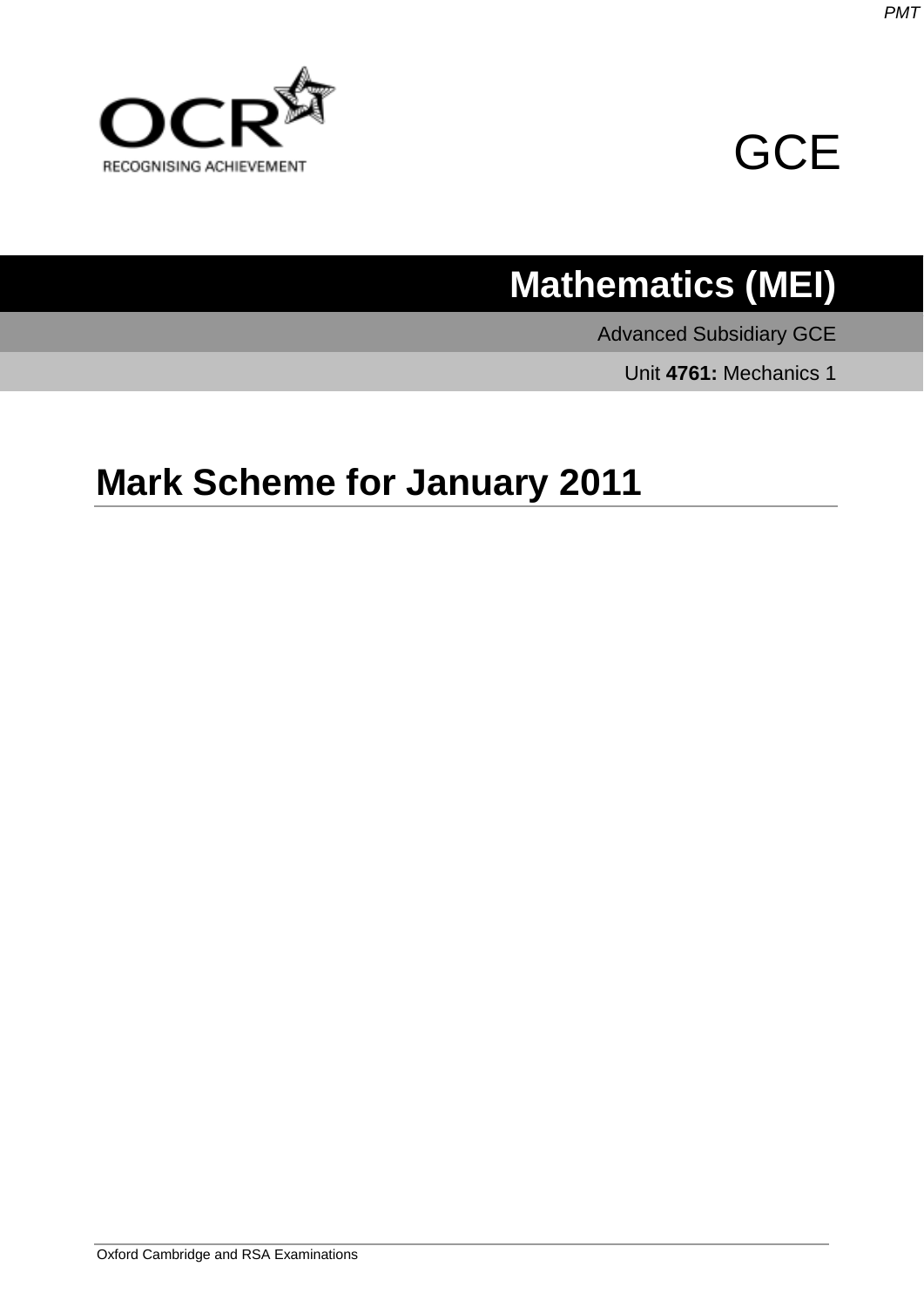OCR

RECOGNISING ACHIEVEMENT

GCE

# Mathematics (MEI)

Advanced Subsidiary GCE

Unit **4761:** Mechanics 1

## Mark Scheme for January 2011

Oxford Cambridge and RSA Examinations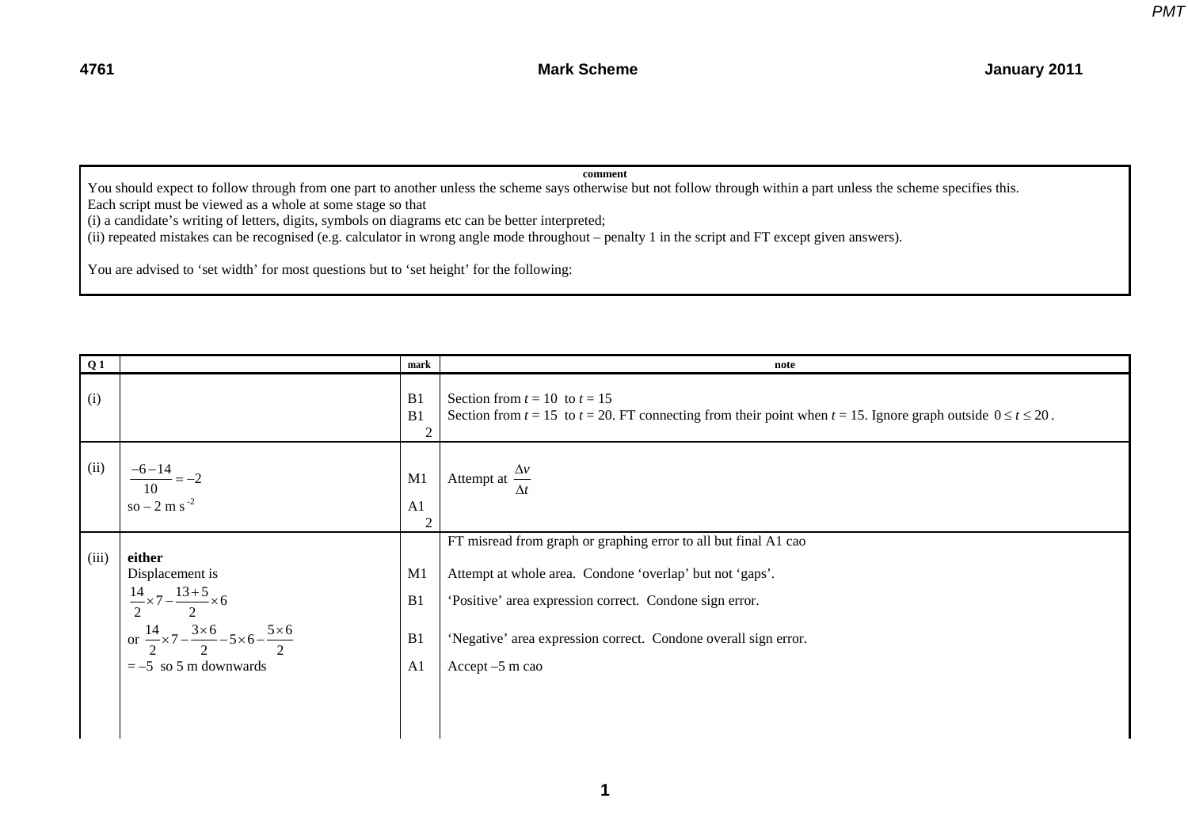| comment |
| --- |
| You should expect to follow through from one part to another unless the scheme says otherwise but not follow through within a part unless the scheme specifies this.<br>Each script must be viewed as a whole at some stage so that<br>(i) a candidate's writing of letters, digits, symbols on diagrams etc can be better interpreted;<br>(ii) repeated mistakes can be recognised (e.g. calculator in wrong angle mode throughout – penalty 1 in the script and FT except given answers).<br><br>You are advised to 'set width' for most questions but to 'set height' for the following: |

| Q 1 | | mark | note |
| --- | --- | --- | --- |
| (i) | | B1<br>B1<br>2 | Section from $t = 10$ to $t = 15$<br>Section from $t = 15$ to $t = 20$. FT connecting from their point when $t = 15$. Ignore graph outside $0 \le t \le 20$. |
| (ii) | $\frac{-6-14}{10} = -2$<br>so – 2 m s $^{-2}$ | M1<br>A1<br>2 | Attempt at $\frac{\Delta v}{\Delta t}$ |
| (iii) | **either**<br>Displacement is<br>$\frac{14}{2} \times 7 - \frac{13+5}{2} \times 6$<br>or $\frac{14}{2} \times 7 - \frac{3 \times 6}{2} - 5 \times 6 - \frac{5 \times 6}{2}$<br>$= -5$ so 5 m downwards | <br>M1<br>B1<br><br>B1<br>A1 | FT misread from graph or graphing error to all but final A1 cao<br>Attempt at whole area. Condone 'overlap' but not 'gaps'.<br>'Positive' area expression correct. Condone sign error.<br><br>'Negative' area expression correct. Condone overall sign error.<br>Accept –5 m cao |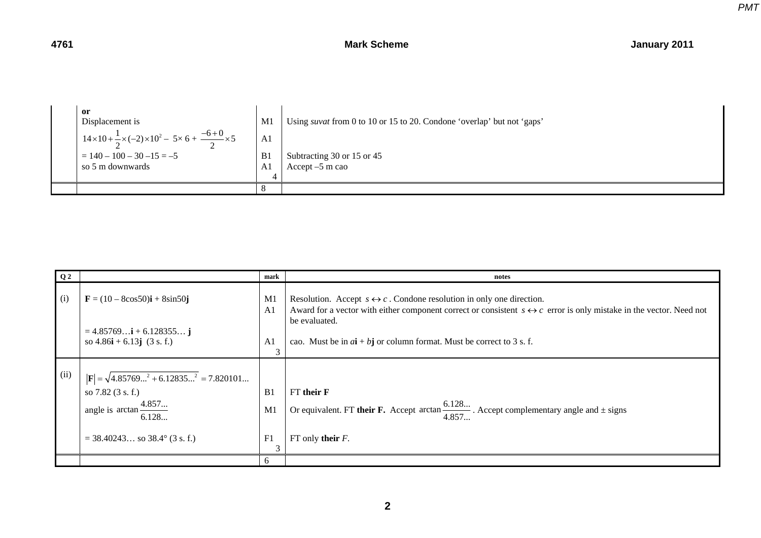| | | | |
|---|---|---|---|
| | **or**<br>Displacement is<br>$14\times10+\frac{1}{2}\times(-2)\times10^2 - 5\times 6 + \frac{-6+0}{2}\times5$<br>$= 140 - 100 - 30 - 15 = -5$<br>so 5 m downwards | M1<br>A1<br>B1<br>A1<br>4 | Using *suvat* from 0 to 10 or 15 to 20. Condone 'overlap' but not 'gaps'<br><br>Subtracting 30 or 15 or 45<br>Accept –5 m cao |
| | | 8 | |

| Q 2 | | mark | notes |
|---|---|---|---|
| (i) | $\mathbf{F} = (10 - 8\cos50)\mathbf{i} + 8\sin50\mathbf{j}$<br><br>$= 4.85769\ldots\mathbf{i} + 6.128355\ldots\mathbf{j}$<br>so $4.86\mathbf{i} + 6.13\mathbf{j}$ (3 s. f.) | M1<br>A1<br><br>A1<br>3 | Resolution. Accept $s \leftrightarrow c$. Condone resolution in only one direction.<br>Award for a vector with either component correct or consistent $s \leftrightarrow c$ error is only mistake in the vector. Need not be evaluated.<br>cao. Must be in $a\mathbf{i} + b\mathbf{j}$ or column format. Must be correct to 3 s. f. |
| (ii) | $\lvert\mathbf{F}\rvert = \sqrt{4.85769\ldots^2 + 6.12835\ldots^2} = 7.820101\ldots$<br>so 7.82 (3 s. f.)<br>angle is $\arctan\frac{4.857\ldots}{6.128\ldots}$<br><br>$= 38.40243\ldots$ so 38.4° (3 s. f.) | <br>B1<br>M1<br><br>F1<br>3 | <br>FT **their F**<br>Or equivalent. FT **their F.** Accept $\arctan\frac{6.128\ldots}{4.857\ldots}$. Accept complementary angle and ± signs<br><br>FT only **their** *F*. |
| | | 6 | |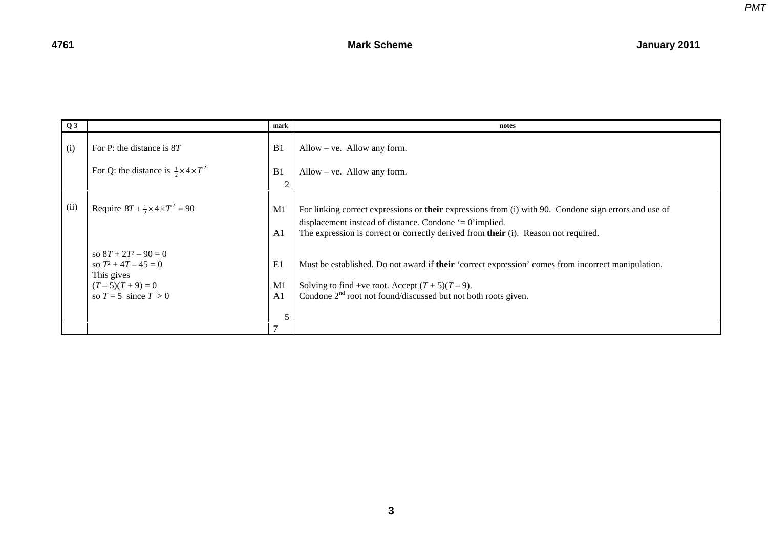| Q 3 | | mark | notes |
|---|---|---|---|
| (i) | For P: the distance is $8T$ | B1 | Allow – ve. Allow any form. |
| | For Q: the distance is $\frac{1}{2} \times 4 \times T^2$ | B1 | Allow – ve. Allow any form. |
| | | 2 | |
| (ii) | Require $8T + \frac{1}{2} \times 4 \times T^2 = 90$ | M1 | For linking correct expressions or **their** expressions from (i) with 90. Condone sign errors and use of displacement instead of distance. Condone '= 0' implied. |
| | | A1 | The expression is correct or correctly derived from **their** (i). Reason not required. |
| | so $8T + 2T^2 - 90 = 0$ | | |
| | so $T^2 + 4T - 45 = 0$ | E1 | Must be established. Do not award if **their** 'correct expression' comes from incorrect manipulation. |
| | This gives $(T - 5)(T + 9) = 0$ | M1 | Solving to find +ve root. Accept $(T + 5)(T - 9)$. |
| | so $T = 5$ since $T > 0$ | A1 | Condone 2nd root not found/discussed but not both roots given. |
| | | 5 | |
| | | 7 | |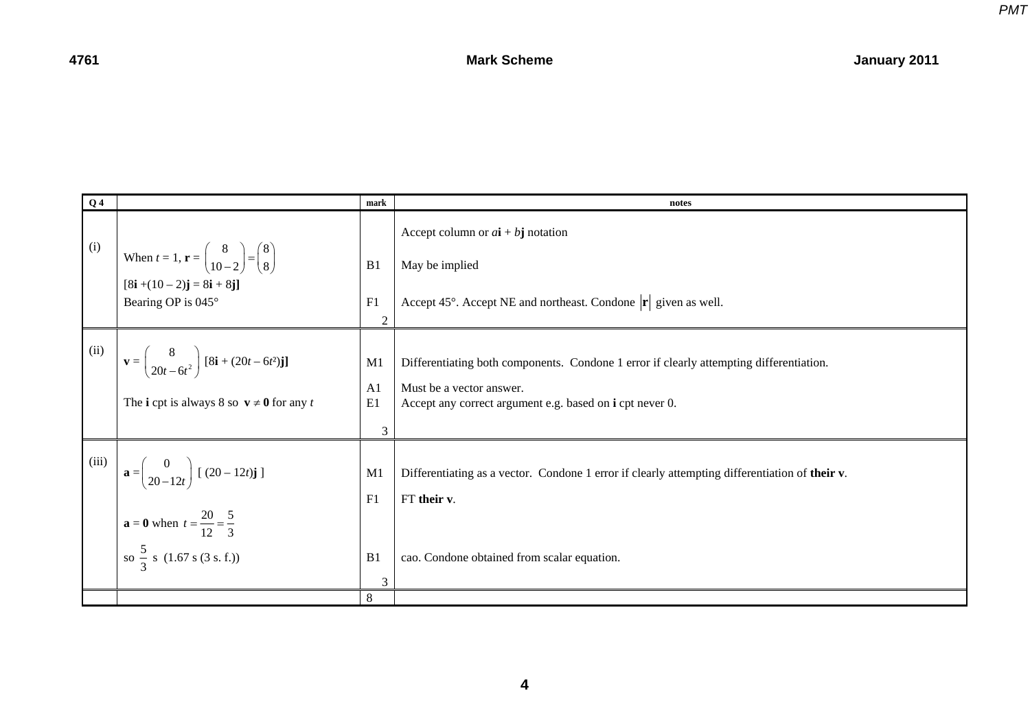| Q 4 | | mark | notes |
| --- | --- | --- | --- |
| (i) | When $t = 1$, $\mathbf{r} = \begin{pmatrix} 8 \\ 10-2 \end{pmatrix} = \begin{pmatrix} 8 \\ 8 \end{pmatrix}$ <br> [$8\mathbf{i} + (10-2)\mathbf{j} = 8\mathbf{i} + 8\mathbf{j}$] | B1 | Accept column or $a\mathbf{i} + b\mathbf{j}$ notation <br> May be implied |
| | Bearing OP is 045° | F1 | Accept 45°. Accept NE and northeast. Condone $\lvert\mathbf{r}\rvert$ given as well. |
| | | 2 | |
| (ii) | $\mathbf{v} = \begin{pmatrix} 8 \\ 20t - 6t^2 \end{pmatrix}$ [$8\mathbf{i} + (20t - 6t^2)\mathbf{j}$] | M1 | Differentiating both components. Condone 1 error if clearly attempting differentiation. |
| | | A1 | Must be a vector answer. |
| | The **i** cpt is always 8 so $\mathbf{v} \neq \mathbf{0}$ for any $t$ | E1 | Accept any correct argument e.g. based on **i** cpt never 0. |
| | | 3 | |
| (iii) | $\mathbf{a} = \begin{pmatrix} 0 \\ 20 - 12t \end{pmatrix}$ [ $(20 - 12t)\mathbf{j}$ ] | M1 | Differentiating as a vector. Condone 1 error if clearly attempting differentiation of **their v**. |
| | | F1 | FT **their v**. |
| | $\mathbf{a} = \mathbf{0}$ when $t = \frac{20}{12} = \frac{5}{3}$ | | |
| | so $\frac{5}{3}$ s (1.67 s (3 s. f.)) | B1 | cao. Condone obtained from scalar equation. |
| | | 3 | |
| | | 8 | |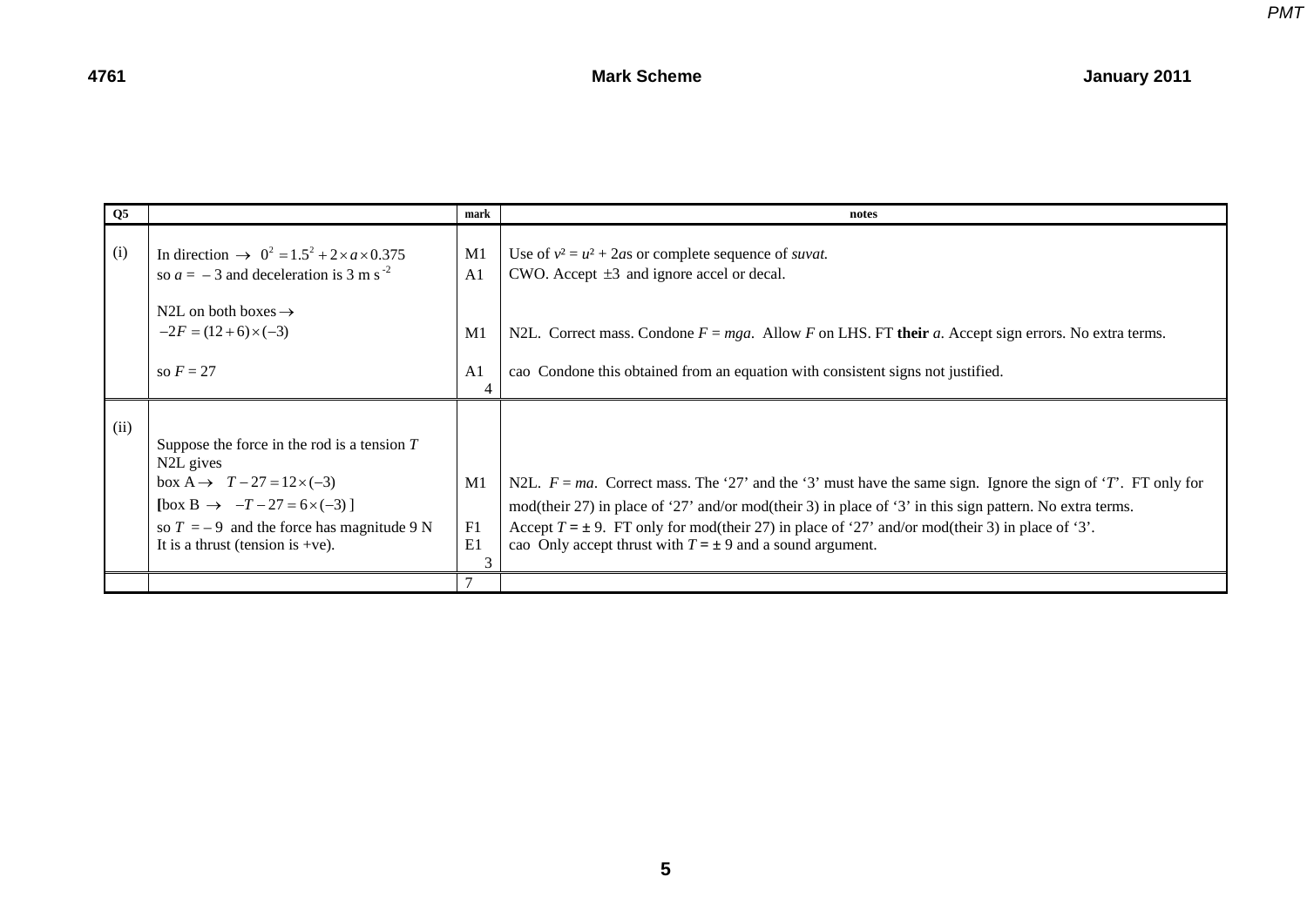| Q5 | | mark | notes |
|---|---|---|---|
| (i) | In direction $\rightarrow$ $0^2 = 1.5^2 + 2 \times a \times 0.375$ | M1 | Use of $v^2 = u^2 + 2as$ or complete sequence of *suvat.* |
| | so $a = -3$ and deceleration is 3 m s$^{-2}$ | A1 | CWO. Accept $\pm 3$ and ignore accel or decal. |
| | N2L on both boxes $\rightarrow$ | | |
| | $-2F = (12+6)\times(-3)$ | M1 | N2L. Correct mass. Condone $F = mga$. Allow $F$ on LHS. FT **their** $a$. Accept sign errors. No extra terms. |
| | so $F = 27$ | A1 | cao Condone this obtained from an equation with consistent signs not justified. |
| | | 4 | |
| (ii) | Suppose the force in the rod is a tension $T$ | | |
| | N2L gives | | |
| | box A $\rightarrow$ $T - 27 = 12\times(-3)$ | M1 | N2L. $F = ma$. Correct mass. The '27' and the '3' must have the same sign. Ignore the sign of '$T$'. FT only for |
| | [box B $\rightarrow$ $-T - 27 = 6\times(-3)$ ] | | mod(their 27) in place of '27' and/or mod(their 3) in place of '3' in this sign pattern. No extra terms. |
| | so $T = -9$ and the force has magnitude 9 N | F1 | Accept $T = \pm 9$. FT only for mod(their 27) in place of '27' and/or mod(their 3) in place of '3'. |
| | It is a thrust (tension is +ve). | E1 | cao Only accept thrust with $T = \pm 9$ and a sound argument. |
| | | 3 | |
| | | 7 | |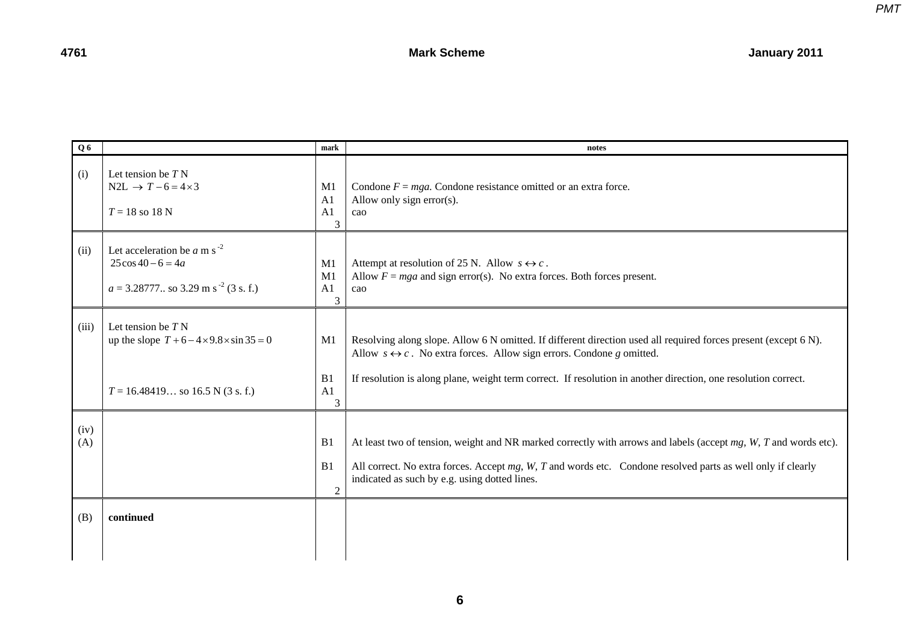| Q 6 | | mark | notes |
|---|---|---|---|
| (i) | Let tension be $T$ N<br>N2L $\rightarrow$ $T - 6 = 4 \times 3$<br><br>$T = 18$ so 18 N | M1<br>A1<br>A1<br>3 | Condone $F = mga$. Condone resistance omitted or an extra force.<br>Allow only sign error(s).<br>cao |
| (ii) | Let acceleration be $a$ m s$^{-2}$<br>$25\cos 40 - 6 = 4a$<br><br>$a = 3.28777..$ so 3.29 m s$^{-2}$ (3 s. f.) | M1<br>M1<br>A1<br>3 | Attempt at resolution of 25 N. Allow $s \leftrightarrow c$.<br>Allow $F = mga$ and sign error(s). No extra forces. Both forces present.<br>cao |
| (iii) | Let tension be $T$ N<br>up the slope $T + 6 - 4 \times 9.8 \times \sin 35 = 0$<br><br><br>$T = 16.48419\ldots$ so 16.5 N (3 s. f.) | M1<br><br><br>B1<br>A1<br>3 | Resolving along slope. Allow 6 N omitted. If different direction used all required forces present (except 6 N). Allow $s \leftrightarrow c$. No extra forces. Allow sign errors. Condone $g$ omitted.<br><br>If resolution is along plane, weight term correct. If resolution in another direction, one resolution correct. |
| (iv) (A) | | B1<br><br>B1<br><br>2 | At least two of tension, weight and NR marked correctly with arrows and labels (accept $mg$, $W$, $T$ and words etc).<br><br>All correct. No extra forces. Accept $mg$, $W$, $T$ and words etc. Condone resolved parts as well only if clearly indicated as such by e.g. using dotted lines. |
| (B) | **continued** | | |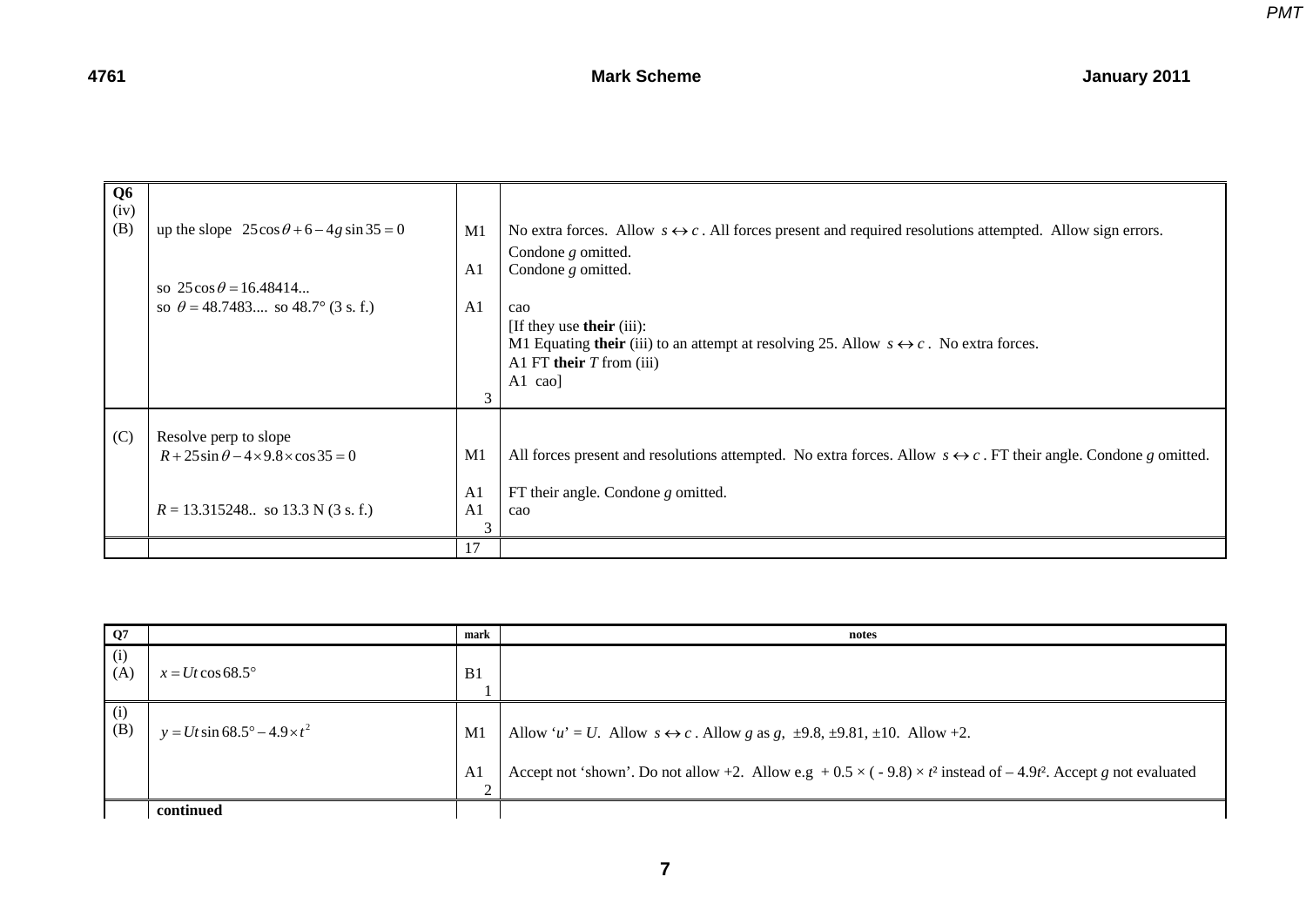| Q6 | | | |
|---|---|---|---|
| (iv) (B) | up the slope $25\cos\theta + 6 - 4g\sin 35 = 0$ | M1 | No extra forces. Allow $s \leftrightarrow c$. All forces present and required resolutions attempted. Allow sign errors. Condone $g$ omitted. |
| | | A1 | Condone $g$ omitted. |
| | so $25\cos\theta = 16.48414...$ | | |
| | so $\theta = 48.7483....$ so 48.7° (3 s. f.) | A1 | cao |
| | | | [If they use **their** (iii): M1 Equating **their** (iii) to an attempt at resolving 25. Allow $s \leftrightarrow c$. No extra forces. A1 FT **their** $T$ from (iii) A1 cao] |
| | | 3 | |
| (C) | Resolve perp to slope $R + 25\sin\theta - 4\times 9.8\times\cos 35 = 0$ | M1 | All forces present and resolutions attempted. No extra forces. Allow $s \leftrightarrow c$. FT their angle. Condone $g$ omitted. |
| | | A1 | FT their angle. Condone $g$ omitted. |
| | $R = 13.315248..$ so 13.3 N (3 s. f.) | A1 | cao |
| | | 3 | |
| | | 17 | |

| Q7 | | mark | notes |
|---|---|---|---|
| (i) (A) | $x = Ut\cos 68.5°$ | B1 | |
| | | 1 | |
| (i) (B) | $y = Ut\sin 68.5° - 4.9\times t^2$ | M1 | Allow '$u$' = $U$. Allow $s \leftrightarrow c$. Allow $g$ as $g$, ±9.8, ±9.81, ±10. Allow +2. |
| | | A1 | Accept not 'shown'. Do not allow +2. Allow e.g $+ 0.5 \times (-9.8) \times t^2$ instead of $-4.9t^2$. Accept $g$ not evaluated |
| | | 2 | |
| | **continued** | | |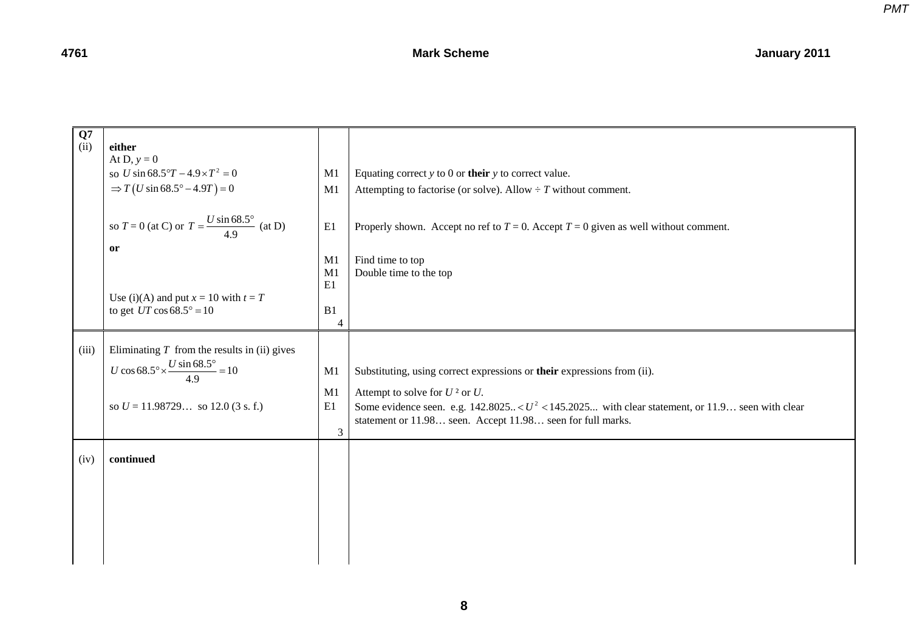| Q7 | | | |
|---|---|---|---|
| (ii) | **either**<br>At D, $y = 0$<br>so $U \sin 68.5° T - 4.9 \times T^2 = 0$<br>$\Rightarrow T\left(U \sin 68.5° - 4.9T\right) = 0$<br><br>so $T = 0$ (at C) or $T = \dfrac{U \sin 68.5°}{4.9}$ (at D)<br>**or** | <br><br>M1<br>M1<br><br>E1<br><br>M1<br>M1<br>E1 | <br><br>Equating correct $y$ to 0 or **their** $y$ to correct value.<br>Attempting to factorise (or solve). Allow $\div T$ without comment.<br><br>Properly shown. Accept no ref to $T = 0$. Accept $T = 0$ given as well without comment.<br><br>Find time to top<br>Double time to the top |
| | Use (i)(A) and put $x = 10$ with $t = T$ to get $UT \cos 68.5° = 10$ | B1<br>4 | |
| (iii) | Eliminating $T$ from the results in (ii) gives<br>$U \cos 68.5° \times \dfrac{U \sin 68.5°}{4.9} = 10$<br><br>so $U = 11.98729\ldots$ so 12.0 (3 s. f.) | <br>M1<br>M1<br>E1<br>3 | <br>Substituting, using correct expressions or **their** expressions from (ii).<br>Attempt to solve for $U^2$ or $U$.<br>Some evidence seen. e.g. $142.8025.. < U^2 < 145.2025...$ with clear statement, or 11.9… seen with clear statement or 11.98… seen. Accept 11.98… seen for full marks. |
| (iv) | **continued** | | |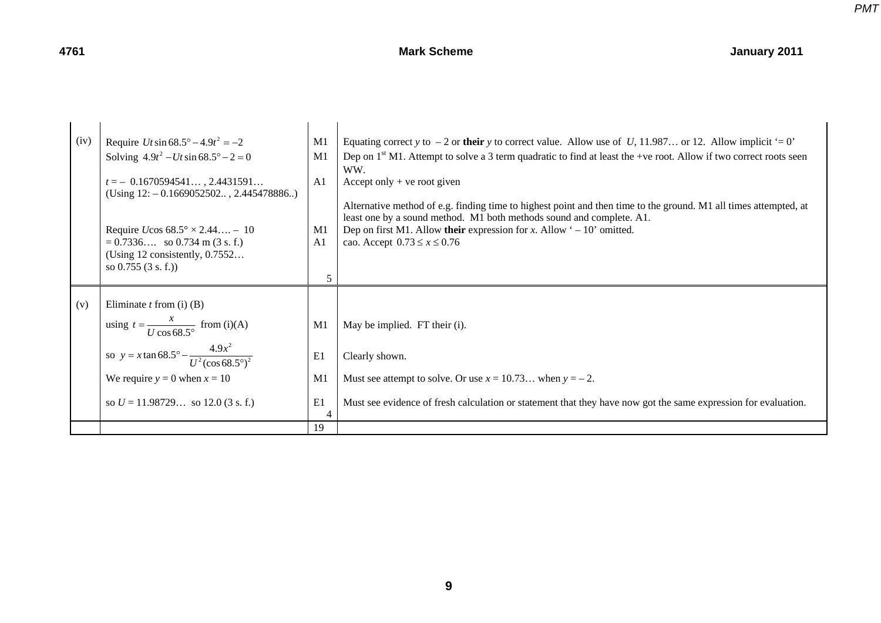| | | | |
|---|---|---|---|
| (iv) | Require $Ut\sin 68.5° - 4.9t^2 = -2$<br>Solving $4.9t^2 - Ut\sin 68.5° - 2 = 0$<br><br>$t = -\ 0.1670594541\ldots$ , $2.4431591\ldots$<br>(Using 12: – 0.1669052502.. , 2.445478886..)<br><br><br><br>Require $U\cos 68.5° \times 2.44\ldots - 10$<br>$= 0.7336\ldots$ so 0.734 m (3 s. f.)<br>(Using 12 consistently, 0.7552…<br>so 0.755 (3 s. f.)) | M1<br>M1<br><br>A1<br><br><br><br>M1<br>A1<br><br><br>5 | Equating correct $y$ to $-2$ or **their** $y$ to correct value. Allow use of $U$, 11.987… or 12. Allow implicit '= 0'<br>Dep on 1st M1. Attempt to solve a 3 term quadratic to find at least the +ve root. Allow if two correct roots seen WW.<br>Accept only + ve root given<br><br>Alternative method of e.g. finding time to highest point and then time to the ground. M1 all times attempted, at least one by a sound method. M1 both methods sound and complete. A1.<br>Dep on first M1. Allow **their** expression for $x$. Allow '$-10$' omitted.<br>cao. Accept $0.73 \le x \le 0.76$ |
| (v) | Eliminate $t$ from (i) (B)<br>using $t = \dfrac{x}{U\cos 68.5°}$ from (i)(A)<br><br>so $y = x\tan 68.5° - \dfrac{4.9x^2}{U^2(\cos 68.5°)^2}$<br><br>We require $y = 0$ when $x = 10$<br><br>so $U = 11.98729\ldots$ so 12.0 (3 s. f.) | <br>M1<br><br>E1<br><br>M1<br><br>E1<br>4 | <br>May be implied. FT their (i).<br><br>Clearly shown.<br><br>Must see attempt to solve. Or use $x = 10.73\ldots$ when $y = -2$.<br><br>Must see evidence of fresh calculation or statement that they have now got the same expression for evaluation. |
| | | 19 | |